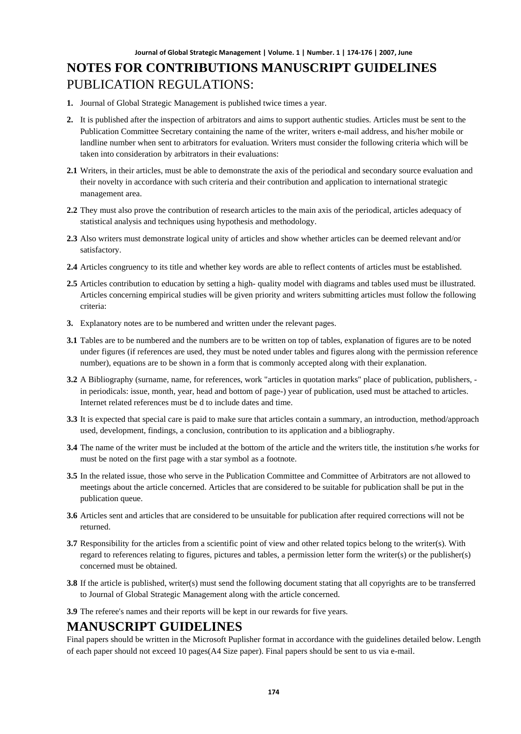# NOTES FOR CONTRIBUTIONS MANUSCRIPT GUIDELINES

## PUBLICATION REGULATIONS:

**1.** Journal of Global Strategic Management is published twice times a year.

**2.** It is published after the inspection of arbitrators and aims to support authentic studies. Articles must be sent to the Publication Committee Secretary containing the name of the writer, writers e-mail address, and his/her mobile or landline number when sent to arbitrators for evaluation. Writers must consider the following criteria which will be taken into consideration by arbitrators in their evaluations:

**2.1** Writers, in their articles, must be able to demonstrate the axis of the periodical and secondary source evaluation and their novelty in accordance with such criteria and their contribution and application to international strategic management area.

**2.2** They must also prove the contribution of research articles to the main axis of the periodical, articles adequacy of statistical analysis and techniques using hypothesis and methodology.

**2.3** Also writers must demonstrate logical unity of articles and show whether articles can be deemed relevant and/or satisfactory.

**2.4** Articles congruency to its title and whether key words are able to reflect contents of articles must be established.

**2.5** Articles contribution to education by setting a high- quality model with diagrams and tables used must be illustrated. Articles concerning empirical studies will be given priority and writers submitting articles must follow the following criteria:

**3.** Explanatory notes are to be numbered and written under the relevant pages.

**3.1** Tables are to be numbered and the numbers are to be written on top of tables, explanation of figures are to be noted under figures (if references are used, they must be noted under tables and figures along with the permission reference number), equations are to be shown in a form that is commonly accepted along with their explanation.

**3.2** A Bibliography (surname, name, for references, work "articles in quotation marks" place of publication, publishers, -in periodicals: issue, month, year, head and bottom of page-) year of publication, used must be attached to articles. Internet related references must be d to include dates and time.

**3.3** It is expected that special care is paid to make sure that articles contain a summary, an introduction, method/approach used, development, findings, a conclusion, contribution to its application and a bibliography.

**3.4** The name of the writer must be included at the bottom of the article and the writers title, the institution s/he works for must be noted on the first page with a star symbol as a footnote.

**3.5** In the related issue, those who serve in the Publication Committee and Committee of Arbitrators are not allowed to meetings about the article concerned. Articles that are considered to be suitable for publication shall be put in the publication queue.

**3.6** Articles sent and articles that are considered to be unsuitable for publication after required corrections will not be returned.

**3.7** Responsibility for the articles from a scientific point of view and other related topics belong to the writer(s). With regard to references relating to figures, pictures and tables, a permission letter form the writer(s) or the publisher(s) concerned must be obtained.

**3.8** If the article is published, writer(s) must send the following document stating that all copyrights are to be transferred to Journal of Global Strategic Management along with the article concerned.

**3.9** The referee's names and their reports will be kept in our rewards for five years.

# MANUSCRIPT GUIDELINES

Final papers should be written in the Microsoft Puplisher format in accordance with the guidelines detailed below. Length of each paper should not exceed 10 pages(A4 Size paper). Final papers should be sent to us via e-mail.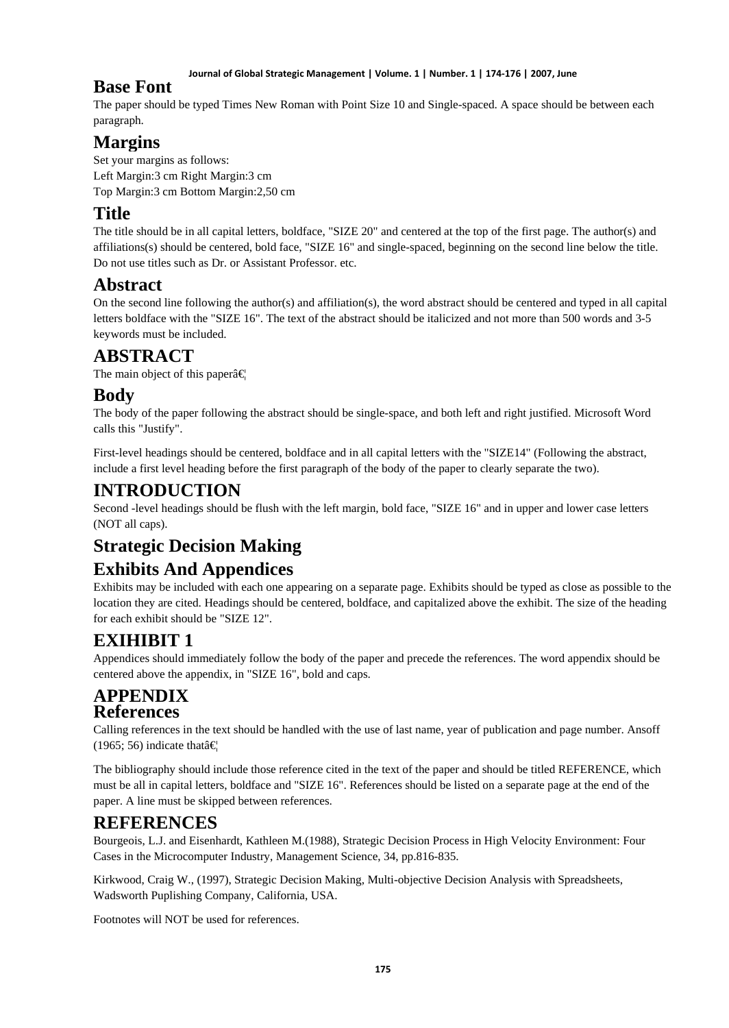## Base Font

The paper should be typed Times New Roman with Point Size 10 and Single-spaced. A space should be between each paragraph.

## Margins

Set your margins as follows:
Left Margin:3 cm Right Margin:3 cm
Top Margin:3 cm Bottom Margin:2,50 cm

## Title

The title should be in all capital letters, boldface, "SIZE 20" and centered at the top of the first page. The author(s) and affiliations(s) should be centered, bold face, "SIZE 16" and single-spaced, beginning on the second line below the title. Do not use titles such as Dr. or Assistant Professor. etc.

## Abstract

On the second line following the author(s) and affiliation(s), the word abstract should be centered and typed in all capital letters boldface with the "SIZE 16". The text of the abstract should be italicized and not more than 500 words and 3-5 keywords must be included.

## ABSTRACT

The main object of this paperâ€¦

## Body

The body of the paper following the abstract should be single-space, and both left and right justified. Microsoft Word calls this "Justify".

First-level headings should be centered, boldface and in all capital letters with the "SIZE14" (Following the abstract, include a first level heading before the first paragraph of the body of the paper to clearly separate the two).

## INTRODUCTION

Second -level headings should be flush with the left margin, bold face, "SIZE 16" and in upper and lower case letters (NOT all caps).

## Strategic Decision Making

## Exhibits And Appendices

Exhibits may be included with each one appearing on a separate page. Exhibits should be typed as close as possible to the location they are cited. Headings should be centered, boldface, and capitalized above the exhibit. The size of the heading for each exhibit should be "SIZE 12".

## EXIHIBIT 1

Appendices should immediately follow the body of the paper and precede the references. The word appendix should be centered above the appendix, in "SIZE 16", bold and caps.

## APPENDIX

## References

Calling references in the text should be handled with the use of last name, year of publication and page number. Ansoff (1965; 56) indicate thatâ€¦

The bibliography should include those reference cited in the text of the paper and should be titled REFERENCE, which must be all in capital letters, boldface and "SIZE 16". References should be listed on a separate page at the end of the paper. A line must be skipped between references.

## REFERENCES

Bourgeois, L.J. and Eisenhardt, Kathleen M.(1988), Strategic Decision Process in High Velocity Environment: Four Cases in the Microcomputer Industry, Management Science, 34, pp.816-835.

Kirkwood, Craig W., (1997), Strategic Decision Making, Multi-objective Decision Analysis with Spreadsheets, Wadsworth Puplishing Company, California, USA.

Footnotes will NOT be used for references.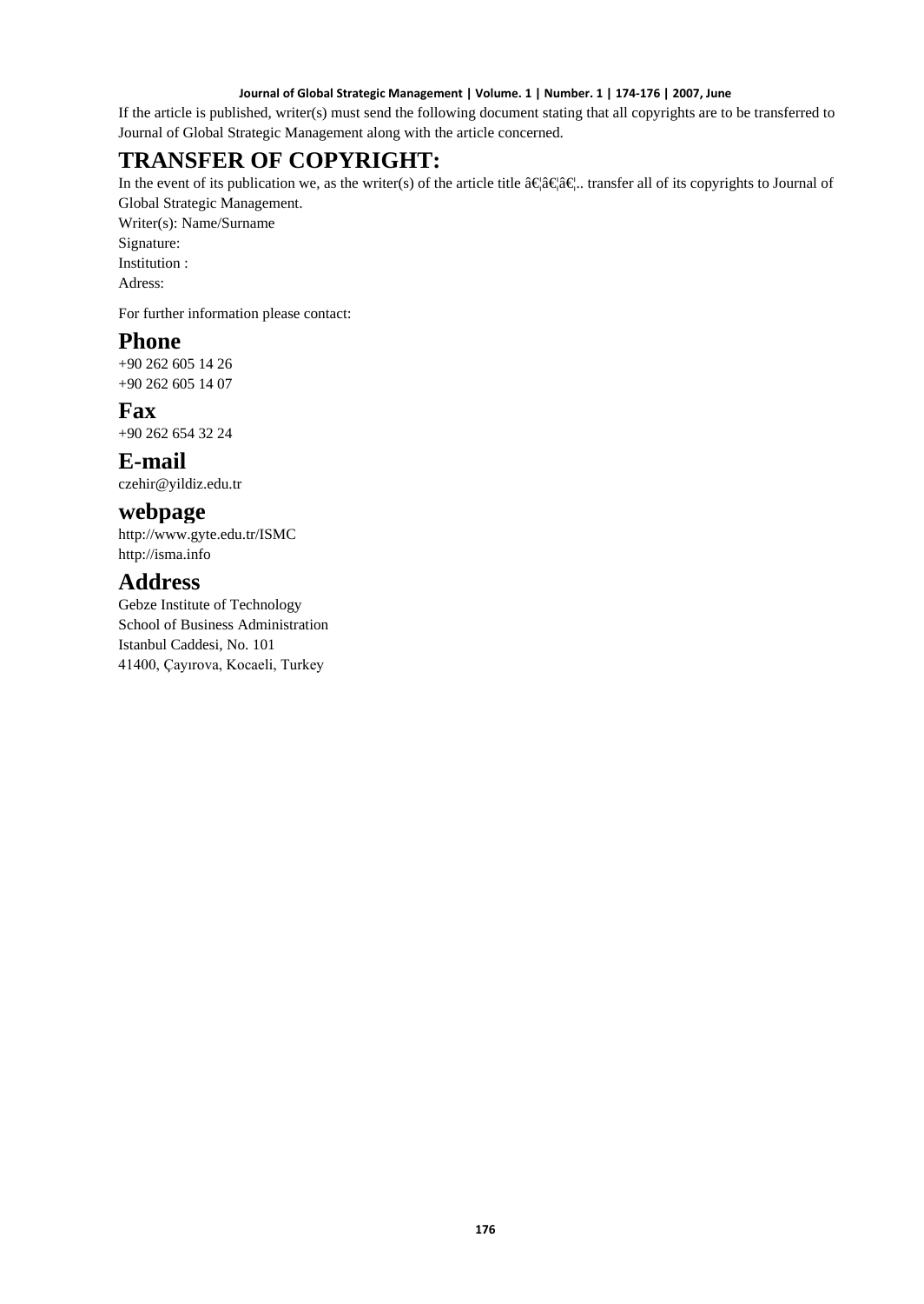If the article is published, writer(s) must send the following document stating that all copyrights are to be transferred to Journal of Global Strategic Management along with the article concerned.

# TRANSFER OF COPYRIGHT:

In the event of its publication we, as the writer(s) of the article title â€¦â€¦.. transfer all of its copyrights to Journal of Global Strategic Management.

Writer(s): Name/Surname

Signature:

Institution :

Adress:

For further information please contact:

## Phone

+90 262 605 14 26
+90 262 605 14 07

## Fax

+90 262 654 32 24

## E-mail

czehir@yildiz.edu.tr

## webpage

http://www.gyte.edu.tr/ISMC
http://isma.info

## Address

Gebze Institute of Technology
School of Business Administration
Istanbul Caddesi, No. 101
41400, Çayırova, Kocaeli, Turkey